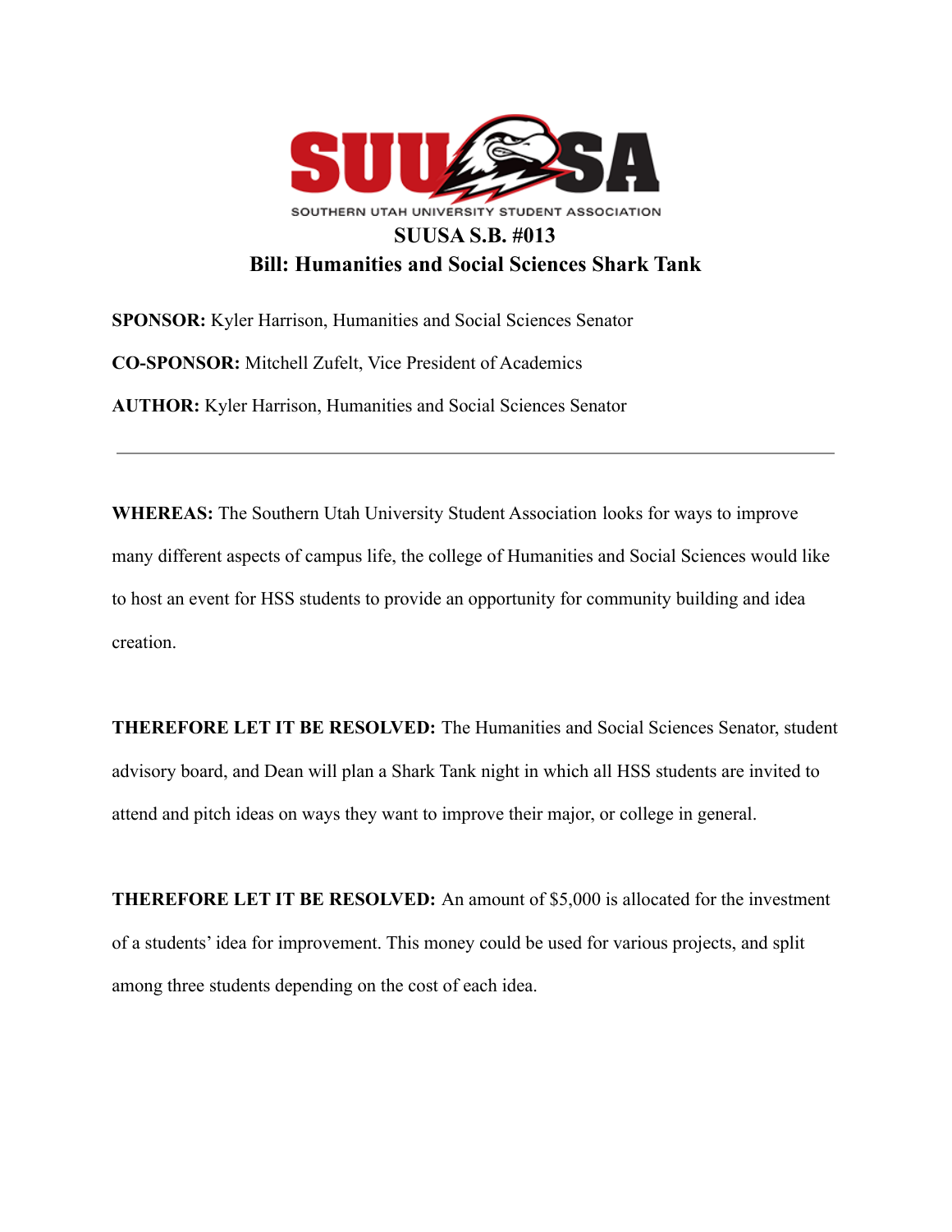SOUTHERN UTAH UNIVERSITY STUDENT ASSOCIATION

# SUUSA S.B. #013

## Bill: Humanities and Social Sciences Shark Tank

**SPONSOR:** Kyler Harrison, Humanities and Social Sciences Senator

**CO-SPONSOR:** Mitchell Zufelt, Vice President of Academics

**AUTHOR:** Kyler Harrison, Humanities and Social Sciences Senator

---

**WHEREAS:** The Southern Utah University Student Association looks for ways to improve many different aspects of campus life, the college of Humanities and Social Sciences would like to host an event for HSS students to provide an opportunity for community building and idea creation.

**THEREFORE LET IT BE RESOLVED:** The Humanities and Social Sciences Senator, student advisory board, and Dean will plan a Shark Tank night in which all HSS students are invited to attend and pitch ideas on ways they want to improve their major, or college in general.

**THEREFORE LET IT BE RESOLVED:** An amount of $5,000 is allocated for the investment of a students' idea for improvement. This money could be used for various projects, and split among three students depending on the cost of each idea.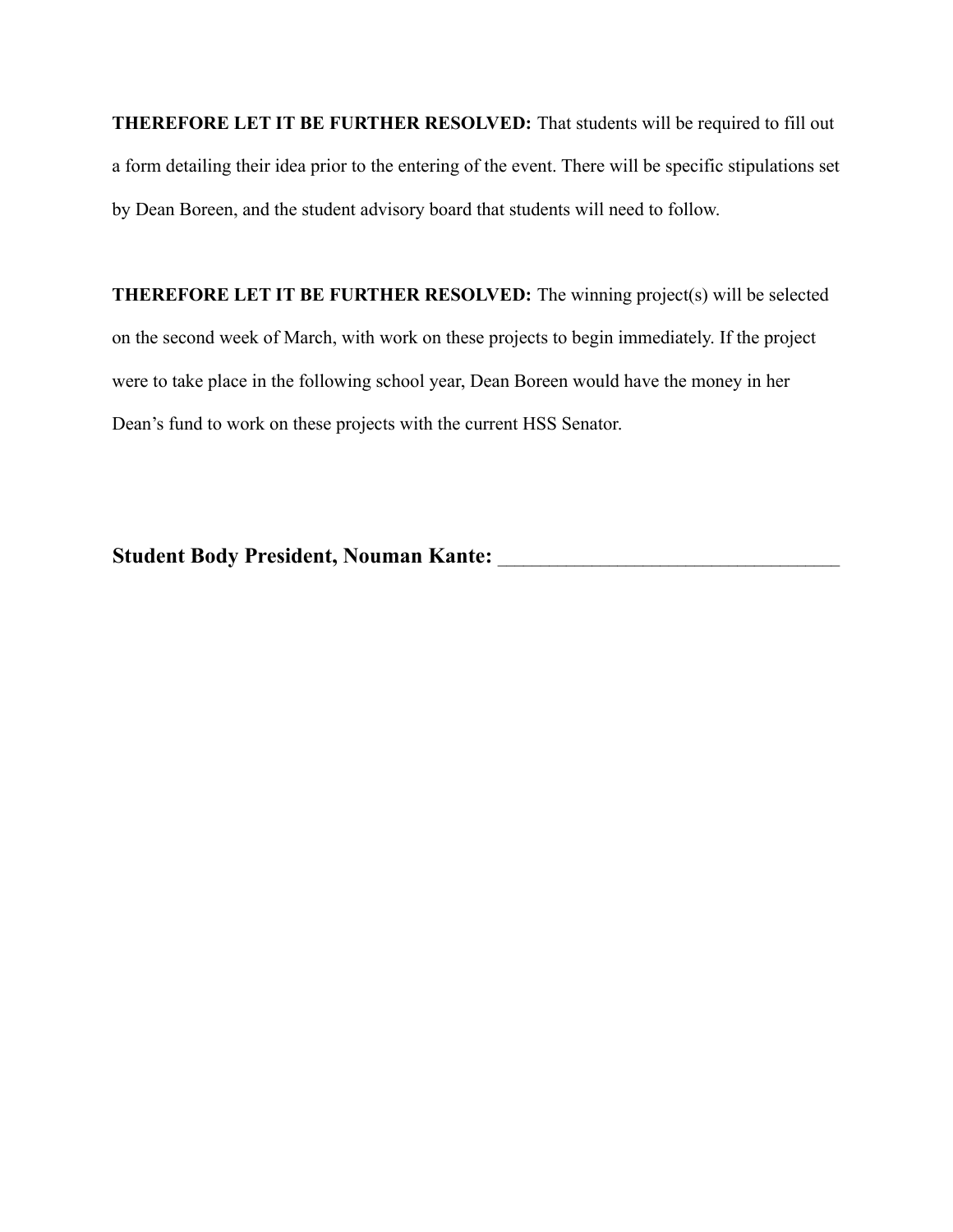**THEREFORE LET IT BE FURTHER RESOLVED:** That students will be required to fill out a form detailing their idea prior to the entering of the event. There will be specific stipulations set by Dean Boreen, and the student advisory board that students will need to follow.

**THEREFORE LET IT BE FURTHER RESOLVED:** The winning project(s) will be selected on the second week of March, with work on these projects to begin immediately. If the project were to take place in the following school year, Dean Boreen would have the money in her Dean's fund to work on these projects with the current HSS Senator.

**Student Body President, Nouman Kante:** ___________________________________